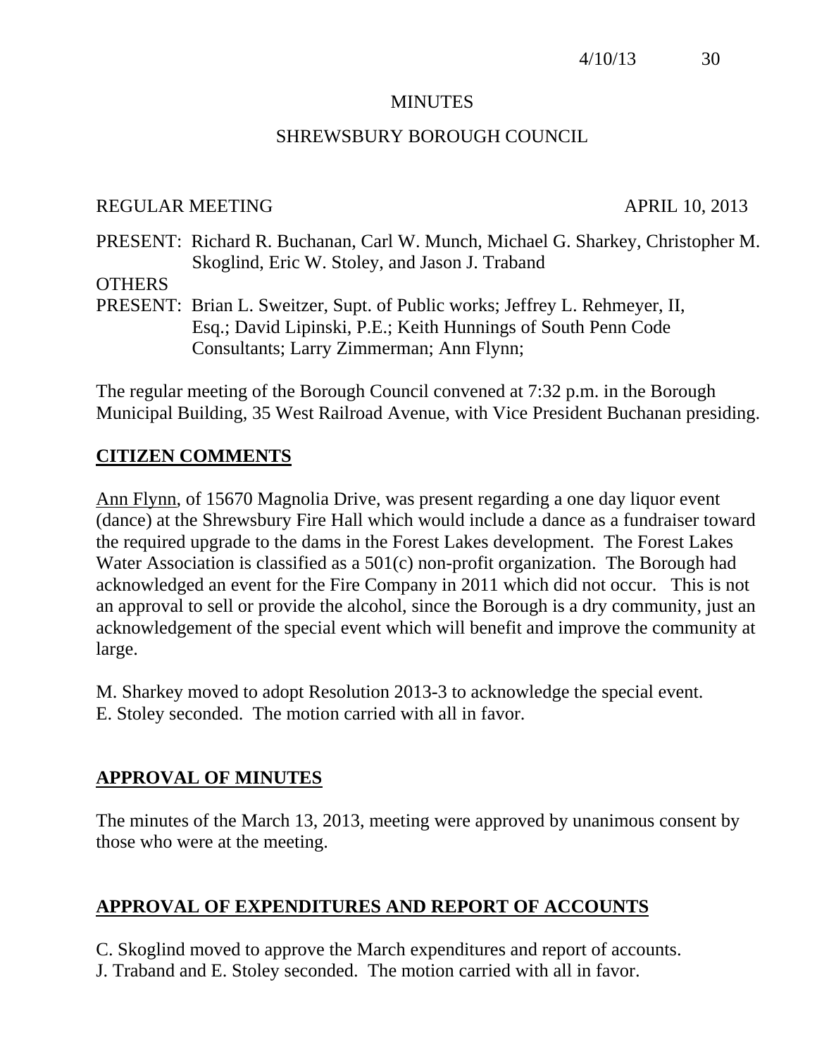# MINUTES

## SHREWSBURY BOROUGH COUNCIL

REGULAR MEETING APRIL 10, 2013

PRESENT: Richard R. Buchanan, Carl W. Munch, Michael G. Sharkey, Christopher M. Skoglind, Eric W. Stoley, and Jason J. Traband

OTHERS
PRESENT: Brian L. Sweitzer, Supt. of Public works; Jeffrey L. Rehmeyer, II, Esq.; David Lipinski, P.E.; Keith Hunnings of South Penn Code Consultants; Larry Zimmerman; Ann Flynn;

The regular meeting of the Borough Council convened at 7:32 p.m. in the Borough Municipal Building, 35 West Railroad Avenue, with Vice President Buchanan presiding.

## CITIZEN COMMENTS

Ann Flynn, of 15670 Magnolia Drive, was present regarding a one day liquor event (dance) at the Shrewsbury Fire Hall which would include a dance as a fundraiser toward the required upgrade to the dams in the Forest Lakes development. The Forest Lakes Water Association is classified as a 501(c) non-profit organization. The Borough had acknowledged an event for the Fire Company in 2011 which did not occur. This is not an approval to sell or provide the alcohol, since the Borough is a dry community, just an acknowledgement of the special event which will benefit and improve the community at large.

M. Sharkey moved to adopt Resolution 2013-3 to acknowledge the special event.
E. Stoley seconded. The motion carried with all in favor.

## APPROVAL OF MINUTES

The minutes of the March 13, 2013, meeting were approved by unanimous consent by those who were at the meeting.

## APPROVAL OF EXPENDITURES AND REPORT OF ACCOUNTS

C. Skoglind moved to approve the March expenditures and report of accounts.
J. Traband and E. Stoley seconded. The motion carried with all in favor.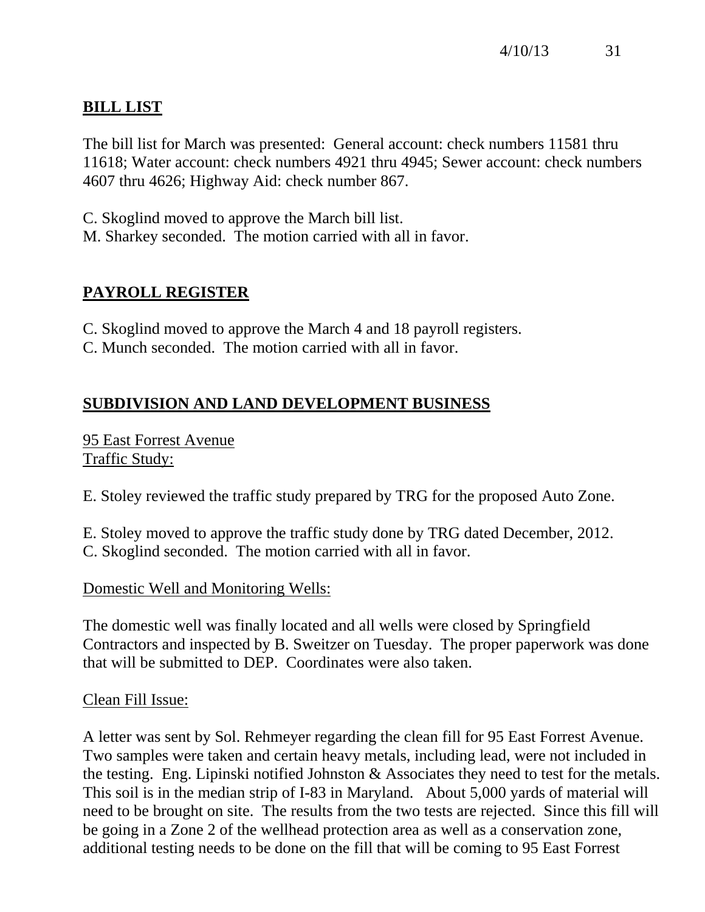## BILL LIST

The bill list for March was presented: General account: check numbers 11581 thru 11618; Water account: check numbers 4921 thru 4945; Sewer account: check numbers 4607 thru 4626; Highway Aid: check number 867.

C. Skoglind moved to approve the March bill list.
M. Sharkey seconded. The motion carried with all in favor.

## PAYROLL REGISTER

C. Skoglind moved to approve the March 4 and 18 payroll registers.
C. Munch seconded. The motion carried with all in favor.

## SUBDIVISION AND LAND DEVELOPMENT BUSINESS

95 East Forrest Avenue
Traffic Study:

E. Stoley reviewed the traffic study prepared by TRG for the proposed Auto Zone.

E. Stoley moved to approve the traffic study done by TRG dated December, 2012.
C. Skoglind seconded. The motion carried with all in favor.

Domestic Well and Monitoring Wells:

The domestic well was finally located and all wells were closed by Springfield Contractors and inspected by B. Sweitzer on Tuesday. The proper paperwork was done that will be submitted to DEP. Coordinates were also taken.

Clean Fill Issue:

A letter was sent by Sol. Rehmeyer regarding the clean fill for 95 East Forrest Avenue. Two samples were taken and certain heavy metals, including lead, were not included in the testing. Eng. Lipinski notified Johnston & Associates they need to test for the metals. This soil is in the median strip of I-83 in Maryland. About 5,000 yards of material will need to be brought on site. The results from the two tests are rejected. Since this fill will be going in a Zone 2 of the wellhead protection area as well as a conservation zone, additional testing needs to be done on the fill that will be coming to 95 East Forrest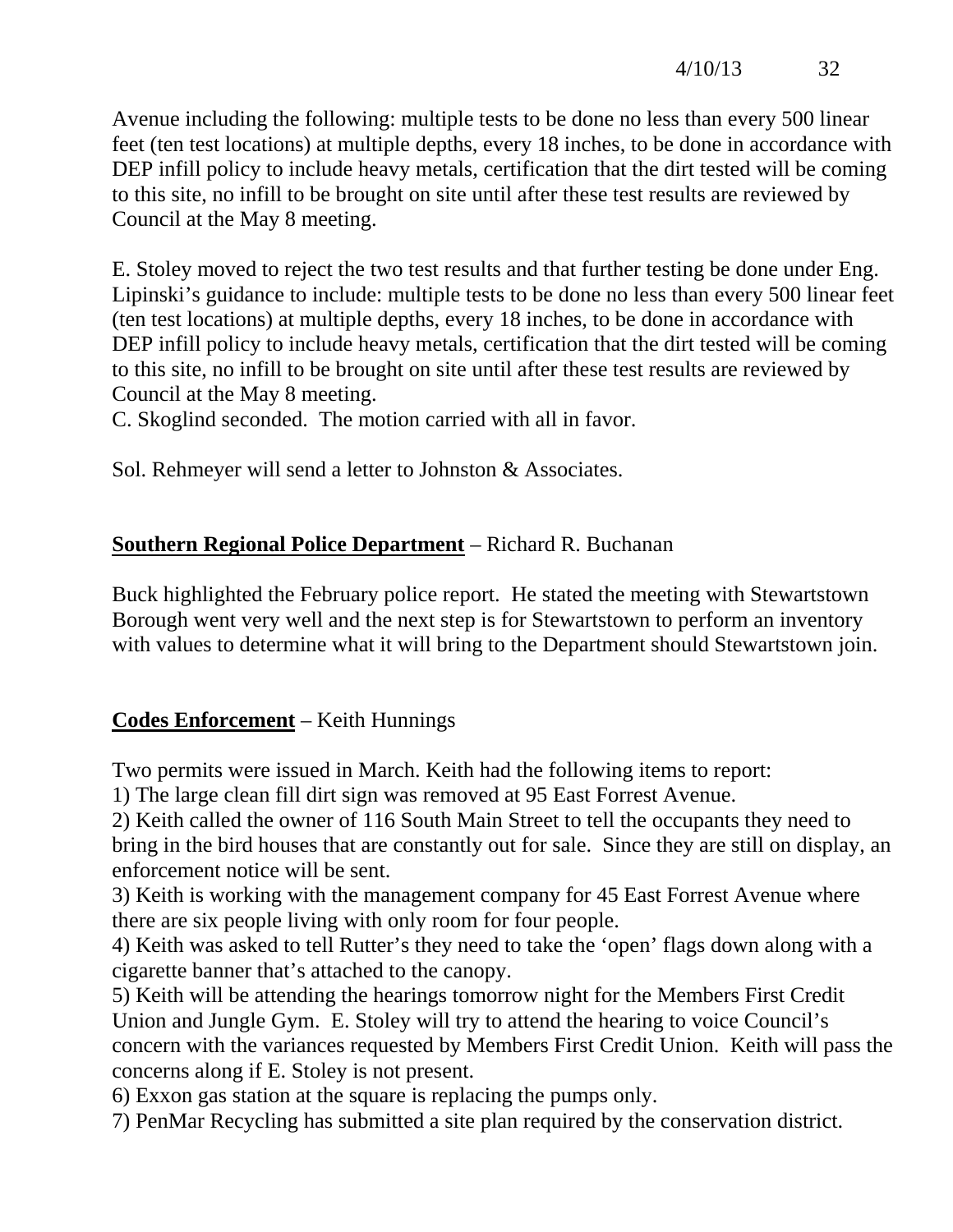Avenue including the following: multiple tests to be done no less than every 500 linear feet (ten test locations) at multiple depths, every 18 inches, to be done in accordance with DEP infill policy to include heavy metals, certification that the dirt tested will be coming to this site, no infill to be brought on site until after these test results are reviewed by Council at the May 8 meeting.

E. Stoley moved to reject the two test results and that further testing be done under Eng. Lipinski's guidance to include: multiple tests to be done no less than every 500 linear feet (ten test locations) at multiple depths, every 18 inches, to be done in accordance with DEP infill policy to include heavy metals, certification that the dirt tested will be coming to this site, no infill to be brought on site until after these test results are reviewed by Council at the May 8 meeting.
C. Skoglind seconded. The motion carried with all in favor.

Sol. Rehmeyer will send a letter to Johnston & Associates.

**Southern Regional Police Department** – Richard R. Buchanan

Buck highlighted the February police report. He stated the meeting with Stewartstown Borough went very well and the next step is for Stewartstown to perform an inventory with values to determine what it will bring to the Department should Stewartstown join.

**Codes Enforcement** – Keith Hunnings

Two permits were issued in March. Keith had the following items to report:
1) The large clean fill dirt sign was removed at 95 East Forrest Avenue.
2) Keith called the owner of 116 South Main Street to tell the occupants they need to bring in the bird houses that are constantly out for sale. Since they are still on display, an enforcement notice will be sent.
3) Keith is working with the management company for 45 East Forrest Avenue where there are six people living with only room for four people.
4) Keith was asked to tell Rutter's they need to take the 'open' flags down along with a cigarette banner that's attached to the canopy.
5) Keith will be attending the hearings tomorrow night for the Members First Credit Union and Jungle Gym. E. Stoley will try to attend the hearing to voice Council's concern with the variances requested by Members First Credit Union. Keith will pass the concerns along if E. Stoley is not present.
6) Exxon gas station at the square is replacing the pumps only.
7) PenMar Recycling has submitted a site plan required by the conservation district.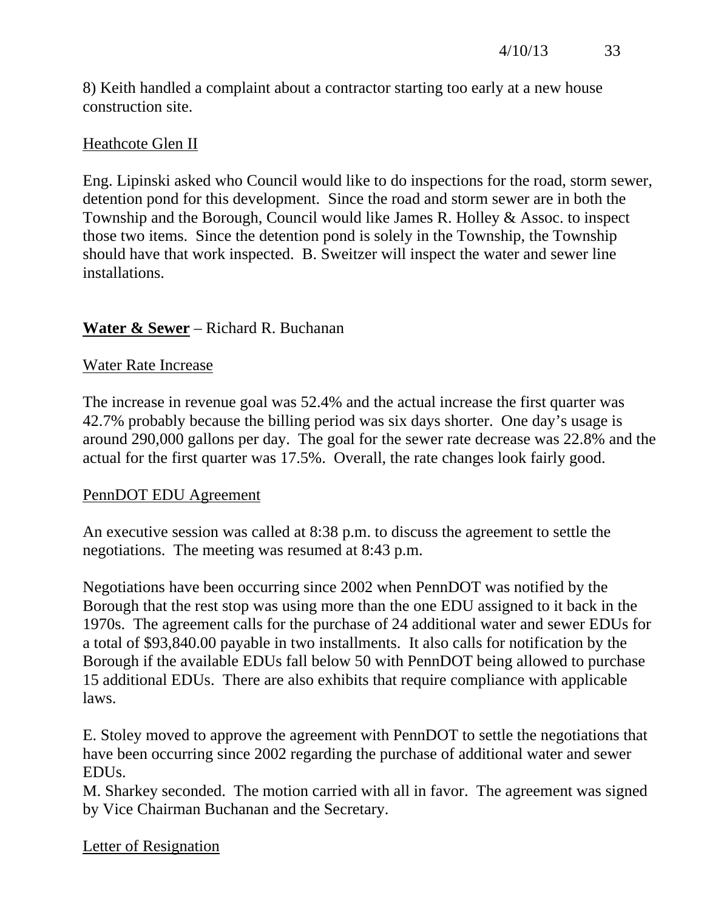8) Keith handled a complaint about a contractor starting too early at a new house construction site.

Heathcote Glen II

Eng. Lipinski asked who Council would like to do inspections for the road, storm sewer, detention pond for this development. Since the road and storm sewer are in both the Township and the Borough, Council would like James R. Holley & Assoc. to inspect those two items. Since the detention pond is solely in the Township, the Township should have that work inspected. B. Sweitzer will inspect the water and sewer line installations.

**Water & Sewer** – Richard R. Buchanan

Water Rate Increase

The increase in revenue goal was 52.4% and the actual increase the first quarter was 42.7% probably because the billing period was six days shorter. One day's usage is around 290,000 gallons per day. The goal for the sewer rate decrease was 22.8% and the actual for the first quarter was 17.5%. Overall, the rate changes look fairly good.

PennDOT EDU Agreement

An executive session was called at 8:38 p.m. to discuss the agreement to settle the negotiations. The meeting was resumed at 8:43 p.m.

Negotiations have been occurring since 2002 when PennDOT was notified by the Borough that the rest stop was using more than the one EDU assigned to it back in the 1970s. The agreement calls for the purchase of 24 additional water and sewer EDUs for a total of $93,840.00 payable in two installments. It also calls for notification by the Borough if the available EDUs fall below 50 with PennDOT being allowed to purchase 15 additional EDUs. There are also exhibits that require compliance with applicable laws.

E. Stoley moved to approve the agreement with PennDOT to settle the negotiations that have been occurring since 2002 regarding the purchase of additional water and sewer EDUs.
M. Sharkey seconded. The motion carried with all in favor. The agreement was signed by Vice Chairman Buchanan and the Secretary.

Letter of Resignation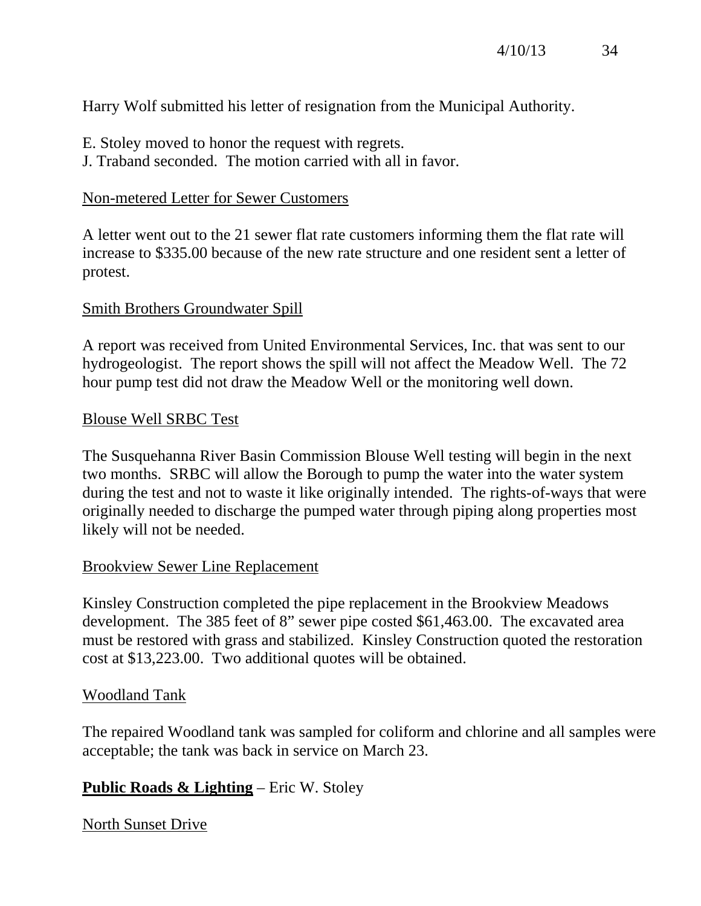Harry Wolf submitted his letter of resignation from the Municipal Authority.

E. Stoley moved to honor the request with regrets.
J. Traband seconded. The motion carried with all in favor.

<u>Non-metered Letter for Sewer Customers</u>

A letter went out to the 21 sewer flat rate customers informing them the flat rate will increase to $335.00 because of the new rate structure and one resident sent a letter of protest.

<u>Smith Brothers Groundwater Spill</u>

A report was received from United Environmental Services, Inc. that was sent to our hydrogeologist. The report shows the spill will not affect the Meadow Well. The 72 hour pump test did not draw the Meadow Well or the monitoring well down.

<u>Blouse Well SRBC Test</u>

The Susquehanna River Basin Commission Blouse Well testing will begin in the next two months. SRBC will allow the Borough to pump the water into the water system during the test and not to waste it like originally intended. The rights-of-ways that were originally needed to discharge the pumped water through piping along properties most likely will not be needed.

<u>Brookview Sewer Line Replacement</u>

Kinsley Construction completed the pipe replacement in the Brookview Meadows development. The 385 feet of 8" sewer pipe costed $61,463.00. The excavated area must be restored with grass and stabilized. Kinsley Construction quoted the restoration cost at $13,223.00. Two additional quotes will be obtained.

<u>Woodland Tank</u>

The repaired Woodland tank was sampled for coliform and chlorine and all samples were acceptable; the tank was back in service on March 23.

**<u>Public Roads & Lighting</u>** – Eric W. Stoley

<u>North Sunset Drive</u>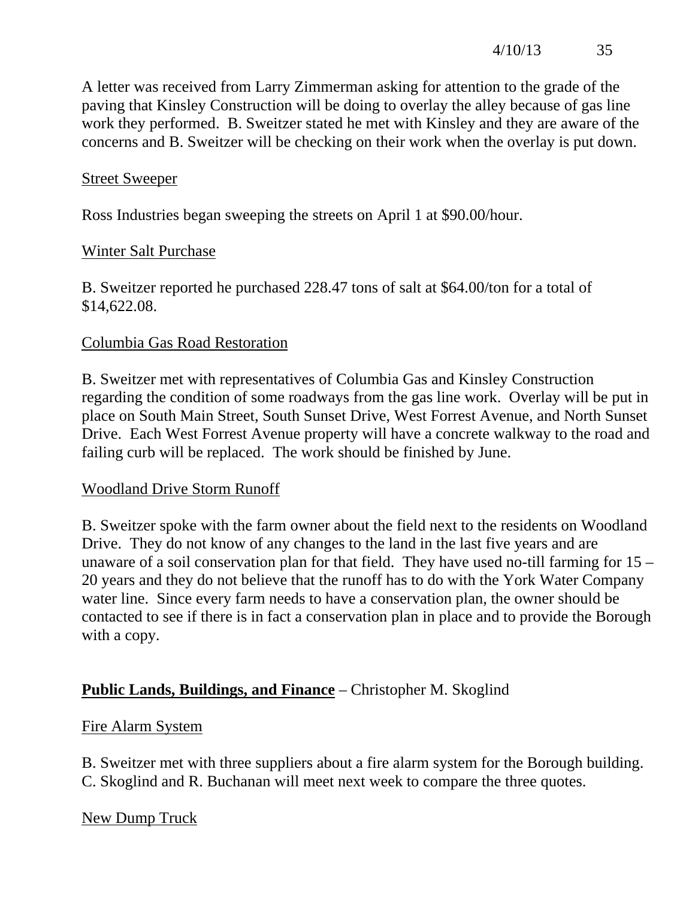A letter was received from Larry Zimmerman asking for attention to the grade of the paving that Kinsley Construction will be doing to overlay the alley because of gas line work they performed. B. Sweitzer stated he met with Kinsley and they are aware of the concerns and B. Sweitzer will be checking on their work when the overlay is put down.

Street Sweeper

Ross Industries began sweeping the streets on April 1 at $90.00/hour.

Winter Salt Purchase

B. Sweitzer reported he purchased 228.47 tons of salt at $64.00/ton for a total of $14,622.08.

Columbia Gas Road Restoration

B. Sweitzer met with representatives of Columbia Gas and Kinsley Construction regarding the condition of some roadways from the gas line work. Overlay will be put in place on South Main Street, South Sunset Drive, West Forrest Avenue, and North Sunset Drive. Each West Forrest Avenue property will have a concrete walkway to the road and failing curb will be replaced. The work should be finished by June.

Woodland Drive Storm Runoff

B. Sweitzer spoke with the farm owner about the field next to the residents on Woodland Drive. They do not know of any changes to the land in the last five years and are unaware of a soil conservation plan for that field. They have used no-till farming for 15 – 20 years and they do not believe that the runoff has to do with the York Water Company water line. Since every farm needs to have a conservation plan, the owner should be contacted to see if there is in fact a conservation plan in place and to provide the Borough with a copy.

**Public Lands, Buildings, and Finance** – Christopher M. Skoglind

Fire Alarm System

B. Sweitzer met with three suppliers about a fire alarm system for the Borough building. C. Skoglind and R. Buchanan will meet next week to compare the three quotes.

New Dump Truck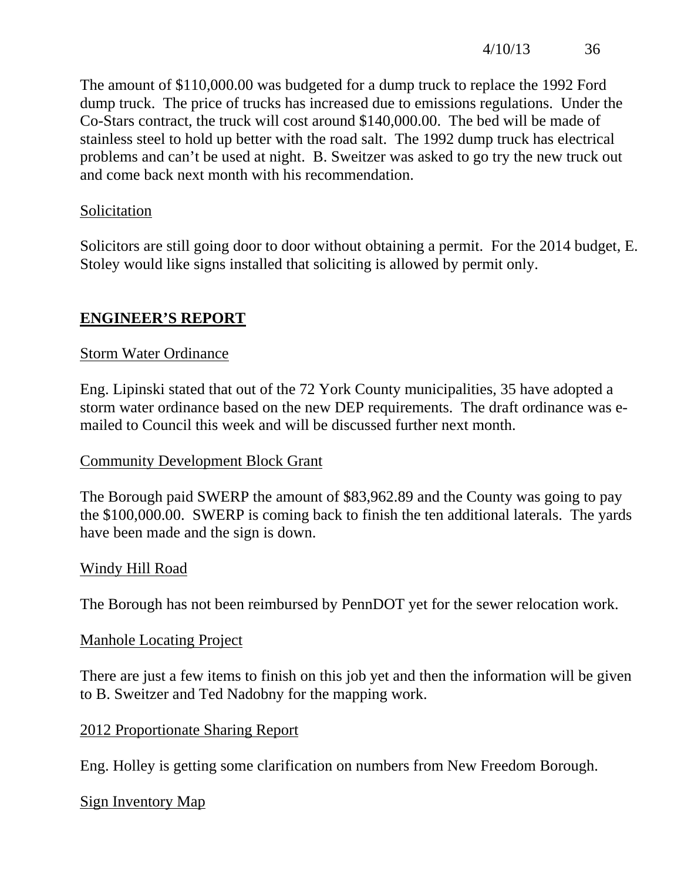The amount of $110,000.00 was budgeted for a dump truck to replace the 1992 Ford dump truck. The price of trucks has increased due to emissions regulations. Under the Co-Stars contract, the truck will cost around $140,000.00. The bed will be made of stainless steel to hold up better with the road salt. The 1992 dump truck has electrical problems and can't be used at night. B. Sweitzer was asked to go try the new truck out and come back next month with his recommendation.

Solicitation

Solicitors are still going door to door without obtaining a permit. For the 2014 budget, E. Stoley would like signs installed that soliciting is allowed by permit only.

## ENGINEER'S REPORT

Storm Water Ordinance

Eng. Lipinski stated that out of the 72 York County municipalities, 35 have adopted a storm water ordinance based on the new DEP requirements. The draft ordinance was e-mailed to Council this week and will be discussed further next month.

Community Development Block Grant

The Borough paid SWERP the amount of $83,962.89 and the County was going to pay the $100,000.00. SWERP is coming back to finish the ten additional laterals. The yards have been made and the sign is down.

Windy Hill Road

The Borough has not been reimbursed by PennDOT yet for the sewer relocation work.

Manhole Locating Project

There are just a few items to finish on this job yet and then the information will be given to B. Sweitzer and Ted Nadobny for the mapping work.

2012 Proportionate Sharing Report

Eng. Holley is getting some clarification on numbers from New Freedom Borough.

Sign Inventory Map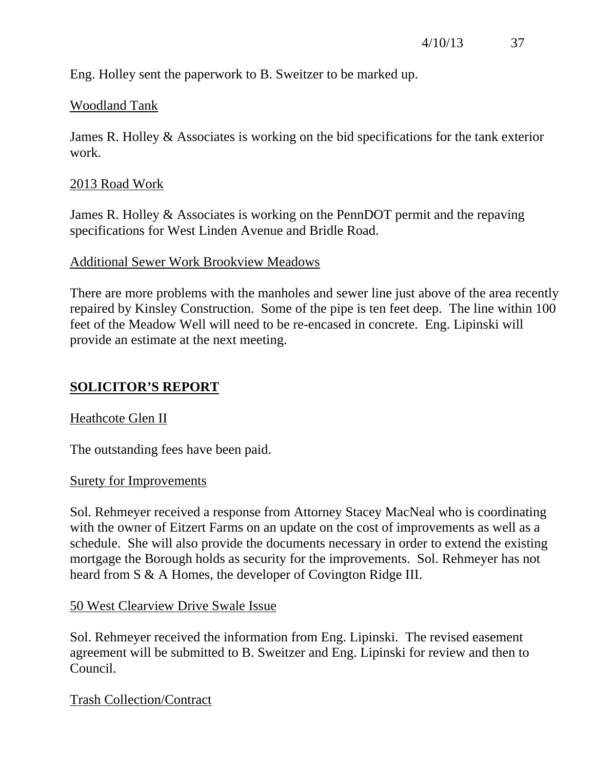Eng. Holley sent the paperwork to B. Sweitzer to be marked up.

Woodland Tank

James R. Holley & Associates is working on the bid specifications for the tank exterior work.

2013 Road Work

James R. Holley & Associates is working on the PennDOT permit and the repaving specifications for West Linden Avenue and Bridle Road.

Additional Sewer Work Brookview Meadows

There are more problems with the manholes and sewer line just above of the area recently repaired by Kinsley Construction. Some of the pipe is ten feet deep. The line within 100 feet of the Meadow Well will need to be re-encased in concrete. Eng. Lipinski will provide an estimate at the next meeting.

## SOLICITOR'S REPORT

Heathcote Glen II

The outstanding fees have been paid.

Surety for Improvements

Sol. Rehmeyer received a response from Attorney Stacey MacNeal who is coordinating with the owner of Eitzert Farms on an update on the cost of improvements as well as a schedule. She will also provide the documents necessary in order to extend the existing mortgage the Borough holds as security for the improvements. Sol. Rehmeyer has not heard from S & A Homes, the developer of Covington Ridge III.

50 West Clearview Drive Swale Issue

Sol. Rehmeyer received the information from Eng. Lipinski. The revised easement agreement will be submitted to B. Sweitzer and Eng. Lipinski for review and then to Council.

Trash Collection/Contract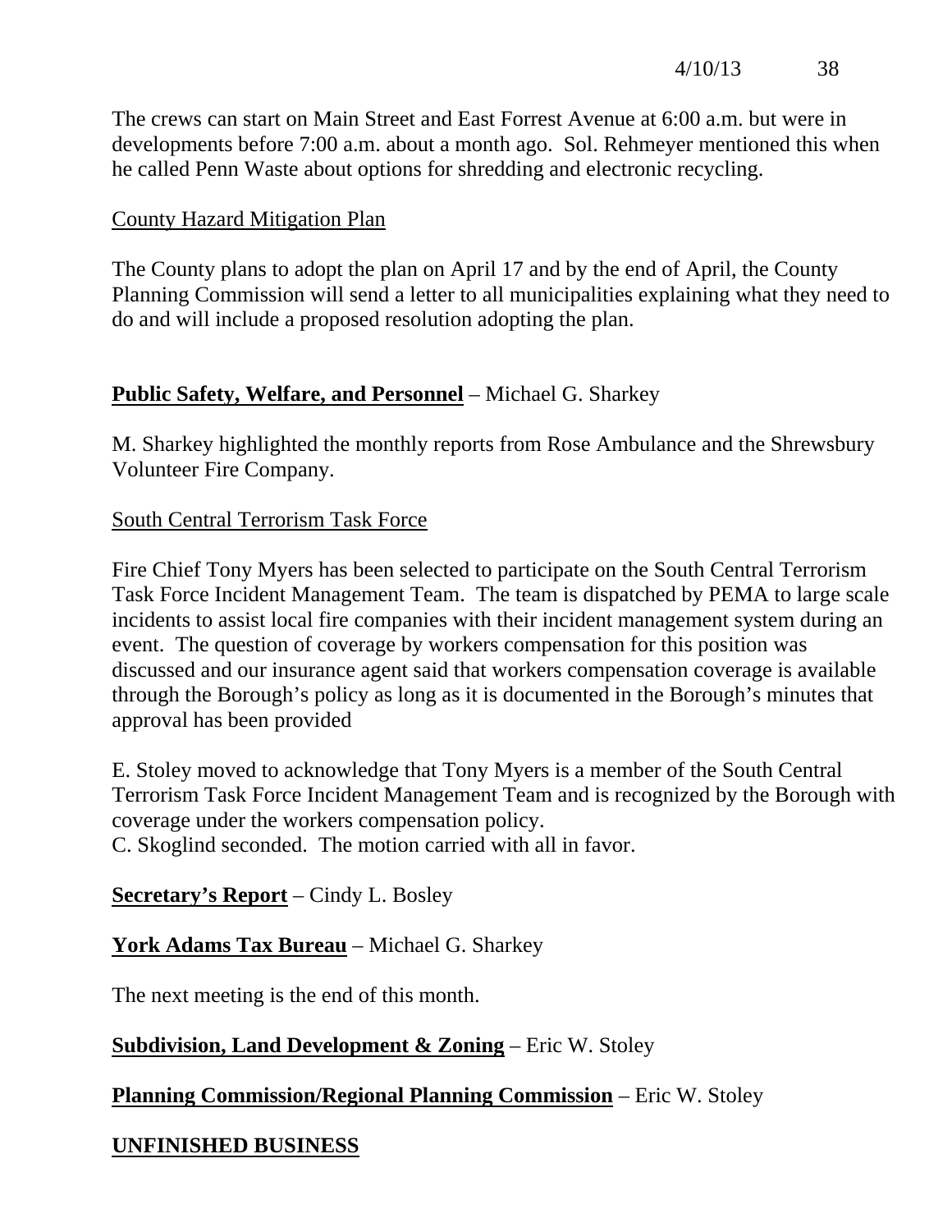The crews can start on Main Street and East Forrest Avenue at 6:00 a.m. but were in developments before 7:00 a.m. about a month ago. Sol. Rehmeyer mentioned this when he called Penn Waste about options for shredding and electronic recycling.

County Hazard Mitigation Plan

The County plans to adopt the plan on April 17 and by the end of April, the County Planning Commission will send a letter to all municipalities explaining what they need to do and will include a proposed resolution adopting the plan.

**Public Safety, Welfare, and Personnel** – Michael G. Sharkey

M. Sharkey highlighted the monthly reports from Rose Ambulance and the Shrewsbury Volunteer Fire Company.

South Central Terrorism Task Force

Fire Chief Tony Myers has been selected to participate on the South Central Terrorism Task Force Incident Management Team. The team is dispatched by PEMA to large scale incidents to assist local fire companies with their incident management system during an event. The question of coverage by workers compensation for this position was discussed and our insurance agent said that workers compensation coverage is available through the Borough's policy as long as it is documented in the Borough's minutes that approval has been provided

E. Stoley moved to acknowledge that Tony Myers is a member of the South Central Terrorism Task Force Incident Management Team and is recognized by the Borough with coverage under the workers compensation policy.
C. Skoglind seconded. The motion carried with all in favor.

**Secretary's Report** – Cindy L. Bosley

**York Adams Tax Bureau** – Michael G. Sharkey

The next meeting is the end of this month.

**Subdivision, Land Development & Zoning** – Eric W. Stoley

**Planning Commission/Regional Planning Commission** – Eric W. Stoley

**UNFINISHED BUSINESS**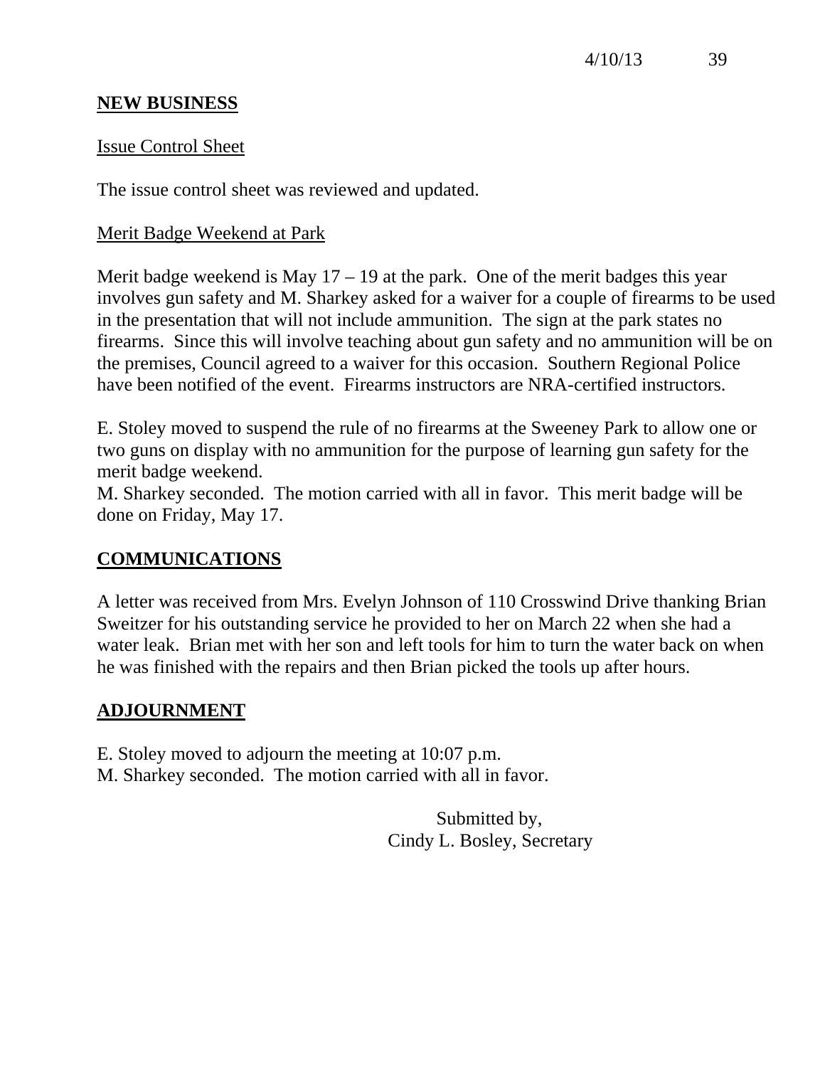## NEW BUSINESS

Issue Control Sheet

The issue control sheet was reviewed and updated.

Merit Badge Weekend at Park

Merit badge weekend is May 17 – 19 at the park. One of the merit badges this year involves gun safety and M. Sharkey asked for a waiver for a couple of firearms to be used in the presentation that will not include ammunition. The sign at the park states no firearms. Since this will involve teaching about gun safety and no ammunition will be on the premises, Council agreed to a waiver for this occasion. Southern Regional Police have been notified of the event. Firearms instructors are NRA-certified instructors.

E. Stoley moved to suspend the rule of no firearms at the Sweeney Park to allow one or two guns on display with no ammunition for the purpose of learning gun safety for the merit badge weekend.
M. Sharkey seconded. The motion carried with all in favor. This merit badge will be done on Friday, May 17.

## COMMUNICATIONS

A letter was received from Mrs. Evelyn Johnson of 110 Crosswind Drive thanking Brian Sweitzer for his outstanding service he provided to her on March 22 when she had a water leak. Brian met with her son and left tools for him to turn the water back on when he was finished with the repairs and then Brian picked the tools up after hours.

## ADJOURNMENT

E. Stoley moved to adjourn the meeting at 10:07 p.m.
M. Sharkey seconded. The motion carried with all in favor.

Submitted by,
Cindy L. Bosley, Secretary